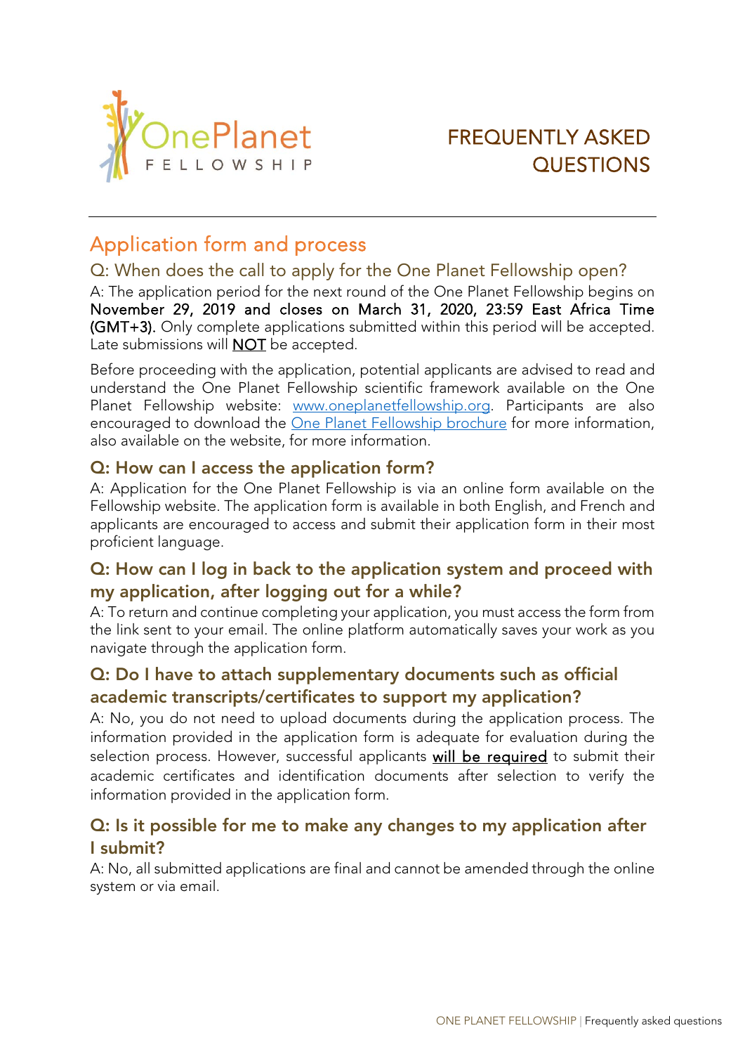# FREQUENTLY ASKED QUESTIONS

## Application form and process

### Q: When does the call to apply for the One Planet Fellowship open?

A: The application period for the next round of the One Planet Fellowship begins on **November 29, 2019 and closes on March 31, 2020, 23:59 East Africa Time (GMT+3).** Only complete applications submitted within this period will be accepted. Late submissions will **NOT** be accepted.

Before proceeding with the application, potential applicants are advised to read and understand the One Planet Fellowship scientific framework available on the One Planet Fellowship website: www.oneplanetfellowship.org. Participants are also encouraged to download the One Planet Fellowship brochure for more information, also available on the website, for more information.

### Q: How can I access the application form?

A: Application for the One Planet Fellowship is via an online form available on the Fellowship website. The application form is available in both English, and French and applicants are encouraged to access and submit their application form in their most proficient language.

### Q: How can I log in back to the application system and proceed with my application, after logging out for a while?

A: To return and continue completing your application, you must access the form from the link sent to your email. The online platform automatically saves your work as you navigate through the application form.

### Q: Do I have to attach supplementary documents such as official academic transcripts/certificates to support my application?

A: No, you do not need to upload documents during the application process. The information provided in the application form is adequate for evaluation during the selection process. However, successful applicants **will be required** to submit their academic certificates and identification documents after selection to verify the information provided in the application form.

### Q: Is it possible for me to make any changes to my application after I submit?

A: No, all submitted applications are final and cannot be amended through the online system or via email.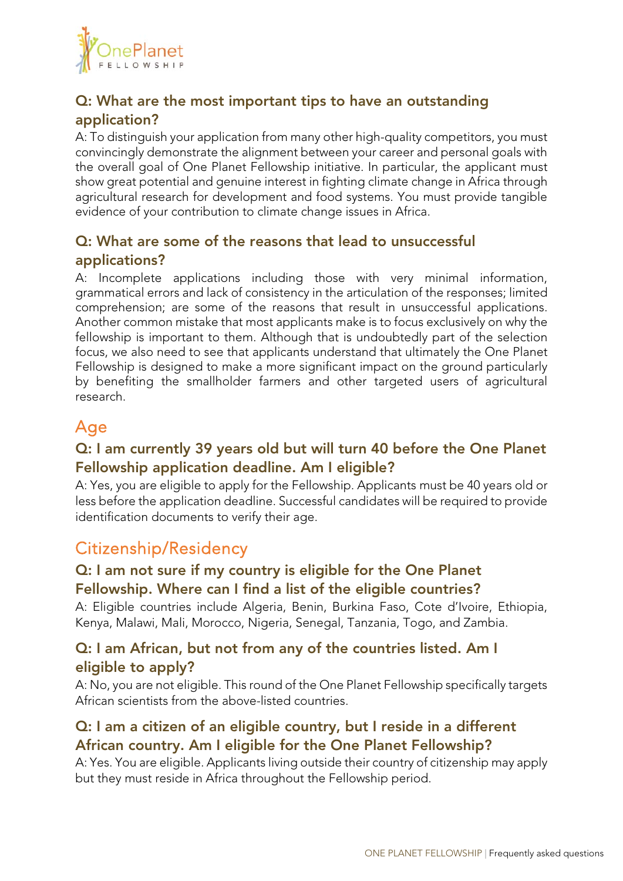### Q: What are the most important tips to have an outstanding application?

A: To distinguish your application from many other high-quality competitors, you must convincingly demonstrate the alignment between your career and personal goals with the overall goal of One Planet Fellowship initiative. In particular, the applicant must show great potential and genuine interest in fighting climate change in Africa through agricultural research for development and food systems. You must provide tangible evidence of your contribution to climate change issues in Africa.

### Q: What are some of the reasons that lead to unsuccessful applications?

A: Incomplete applications including those with very minimal information, grammatical errors and lack of consistency in the articulation of the responses; limited comprehension; are some of the reasons that result in unsuccessful applications. Another common mistake that most applicants make is to focus exclusively on why the fellowship is important to them. Although that is undoubtedly part of the selection focus, we also need to see that applicants understand that ultimately the One Planet Fellowship is designed to make a more significant impact on the ground particularly by benefiting the smallholder farmers and other targeted users of agricultural research.

## Age

### Q: I am currently 39 years old but will turn 40 before the One Planet Fellowship application deadline. Am I eligible?

A: Yes, you are eligible to apply for the Fellowship. Applicants must be 40 years old or less before the application deadline. Successful candidates will be required to provide identification documents to verify their age.

## Citizenship/Residency

### Q: I am not sure if my country is eligible for the One Planet Fellowship. Where can I find a list of the eligible countries?

A: Eligible countries include Algeria, Benin, Burkina Faso, Cote d'Ivoire, Ethiopia, Kenya, Malawi, Mali, Morocco, Nigeria, Senegal, Tanzania, Togo, and Zambia.

### Q: I am African, but not from any of the countries listed. Am I eligible to apply?

A: No, you are not eligible. This round of the One Planet Fellowship specifically targets African scientists from the above-listed countries.

### Q: I am a citizen of an eligible country, but I reside in a different African country. Am I eligible for the One Planet Fellowship?

A: Yes. You are eligible. Applicants living outside their country of citizenship may apply but they must reside in Africa throughout the Fellowship period.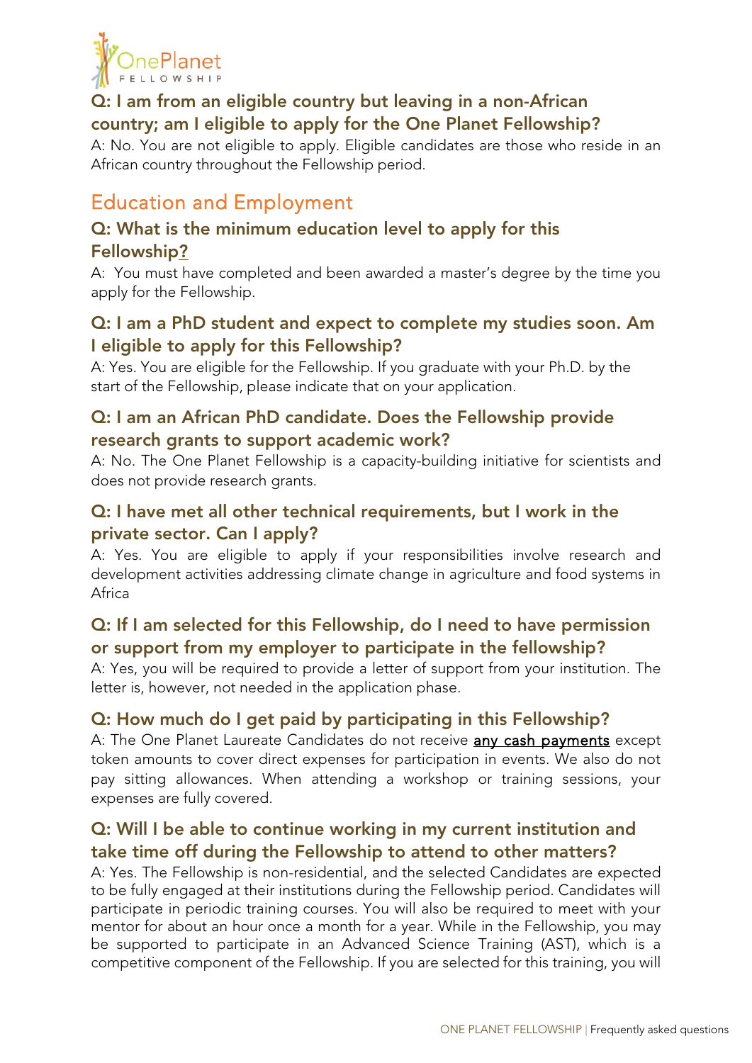**Q: I am from an eligible country but leaving in a non-African country; am I eligible to apply for the One Planet Fellowship?**

A: No. You are not eligible to apply. Eligible candidates are those who reside in an African country throughout the Fellowship period.

## Education and Employment

**Q: What is the minimum education level to apply for this Fellowship?**

A: You must have completed and been awarded a master's degree by the time you apply for the Fellowship.

**Q: I am a PhD student and expect to complete my studies soon. Am I eligible to apply for this Fellowship?**

A: Yes. You are eligible for the Fellowship. If you graduate with your Ph.D. by the start of the Fellowship, please indicate that on your application.

**Q: I am an African PhD candidate. Does the Fellowship provide research grants to support academic work?**

A: No. The One Planet Fellowship is a capacity-building initiative for scientists and does not provide research grants.

**Q: I have met all other technical requirements, but I work in the private sector. Can I apply?**

A: Yes. You are eligible to apply if your responsibilities involve research and development activities addressing climate change in agriculture and food systems in Africa

**Q: If I am selected for this Fellowship, do I need to have permission or support from my employer to participate in the fellowship?**

A: Yes, you will be required to provide a letter of support from your institution. The letter is, however, not needed in the application phase.

**Q: How much do I get paid by participating in this Fellowship?**

A: The One Planet Laureate Candidates do not receive any cash payments except token amounts to cover direct expenses for participation in events. We also do not pay sitting allowances. When attending a workshop or training sessions, your expenses are fully covered.

**Q: Will I be able to continue working in my current institution and take time off during the Fellowship to attend to other matters?**

A: Yes. The Fellowship is non-residential, and the selected Candidates are expected to be fully engaged at their institutions during the Fellowship period. Candidates will participate in periodic training courses. You will also be required to meet with your mentor for about an hour once a month for a year. While in the Fellowship, you may be supported to participate in an Advanced Science Training (AST), which is a competitive component of the Fellowship. If you are selected for this training, you will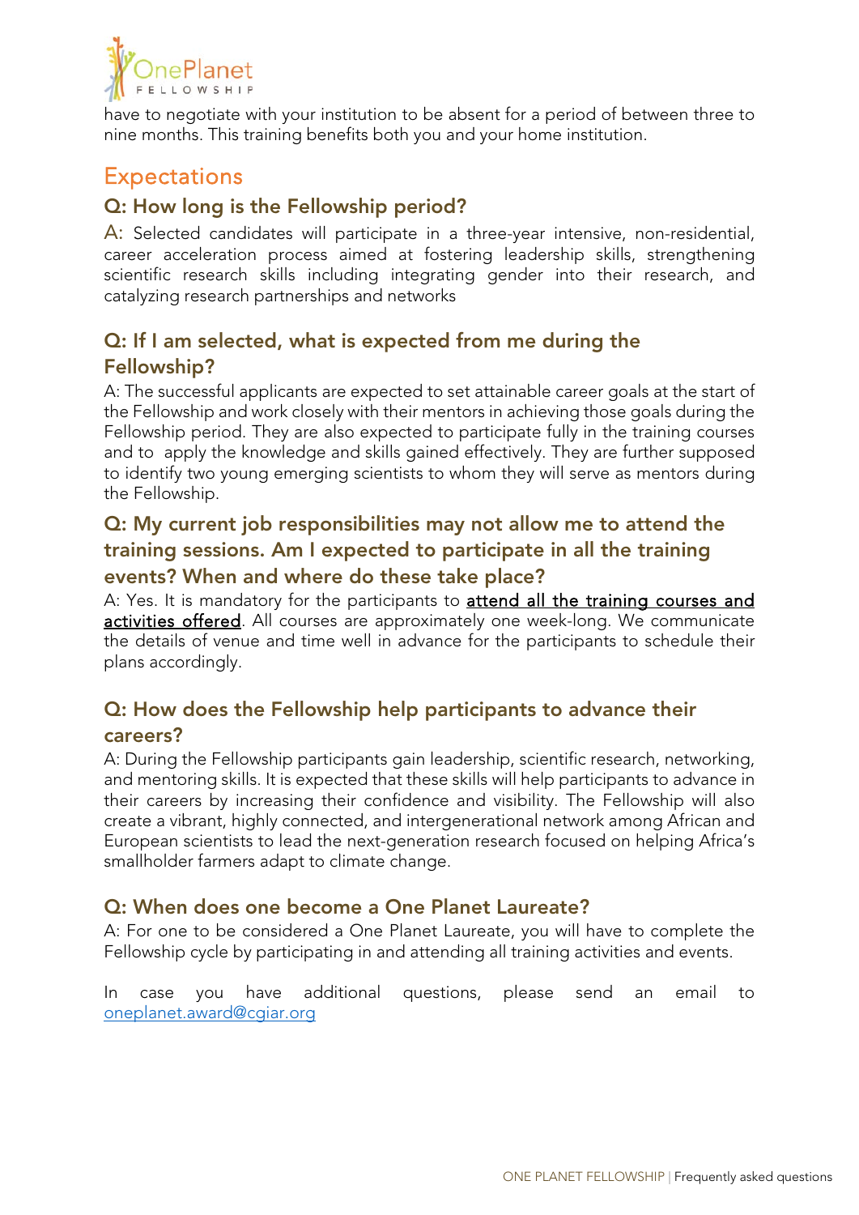have to negotiate with your institution to be absent for a period of between three to nine months. This training benefits both you and your home institution.

## Expectations

### Q: How long is the Fellowship period?

A: Selected candidates will participate in a three-year intensive, non-residential, career acceleration process aimed at fostering leadership skills, strengthening scientific research skills including integrating gender into their research, and catalyzing research partnerships and networks

### Q: If I am selected, what is expected from me during the Fellowship?

A: The successful applicants are expected to set attainable career goals at the start of the Fellowship and work closely with their mentors in achieving those goals during the Fellowship period. They are also expected to participate fully in the training courses and to apply the knowledge and skills gained effectively. They are further supposed to identify two young emerging scientists to whom they will serve as mentors during the Fellowship.

### Q: My current job responsibilities may not allow me to attend the training sessions. Am I expected to participate in all the training events? When and where do these take place?

A: Yes. It is mandatory for the participants to attend all the training courses and activities offered. All courses are approximately one week-long. We communicate the details of venue and time well in advance for the participants to schedule their plans accordingly.

### Q: How does the Fellowship help participants to advance their careers?

A: During the Fellowship participants gain leadership, scientific research, networking, and mentoring skills. It is expected that these skills will help participants to advance in their careers by increasing their confidence and visibility. The Fellowship will also create a vibrant, highly connected, and intergenerational network among African and European scientists to lead the next-generation research focused on helping Africa's smallholder farmers adapt to climate change.

### Q: When does one become a One Planet Laureate?

A: For one to be considered a One Planet Laureate, you will have to complete the Fellowship cycle by participating in and attending all training activities and events.

In case you have additional questions, please send an email to oneplanet.award@cgiar.org